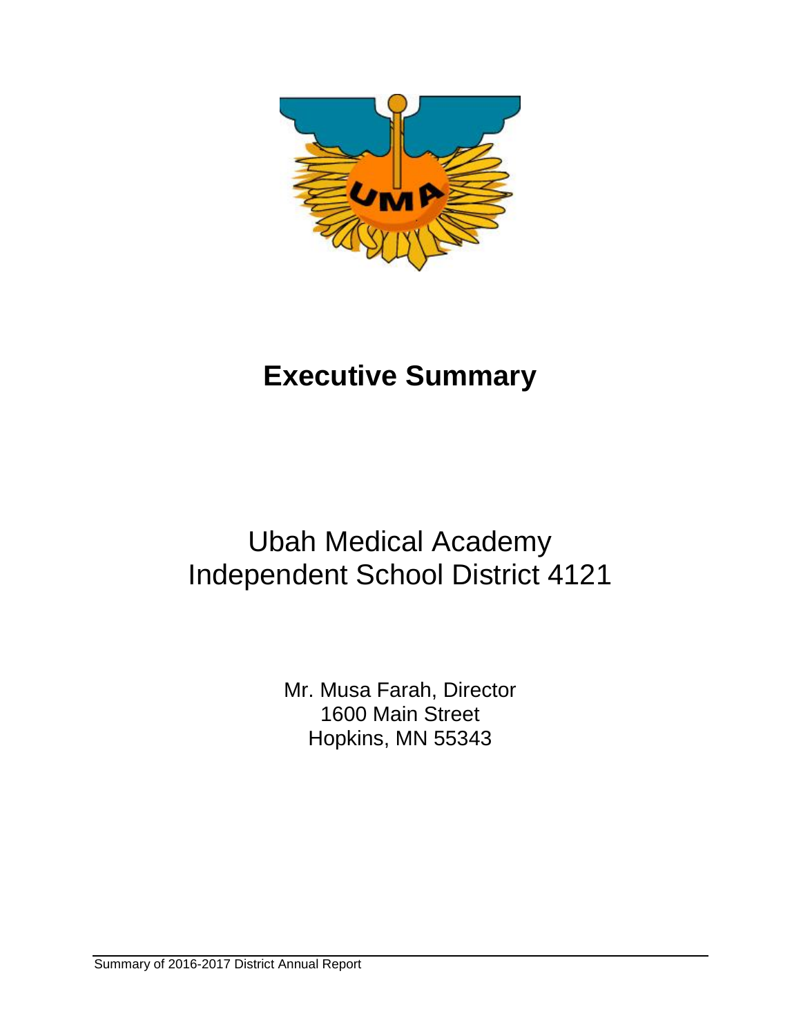# Executive Summary

Ubah Medical Academy
Independent School District 4121

Mr. Musa Farah, Director
1600 Main Street
Hopkins, MN 55343

Summary of 2016-2017 District Annual Report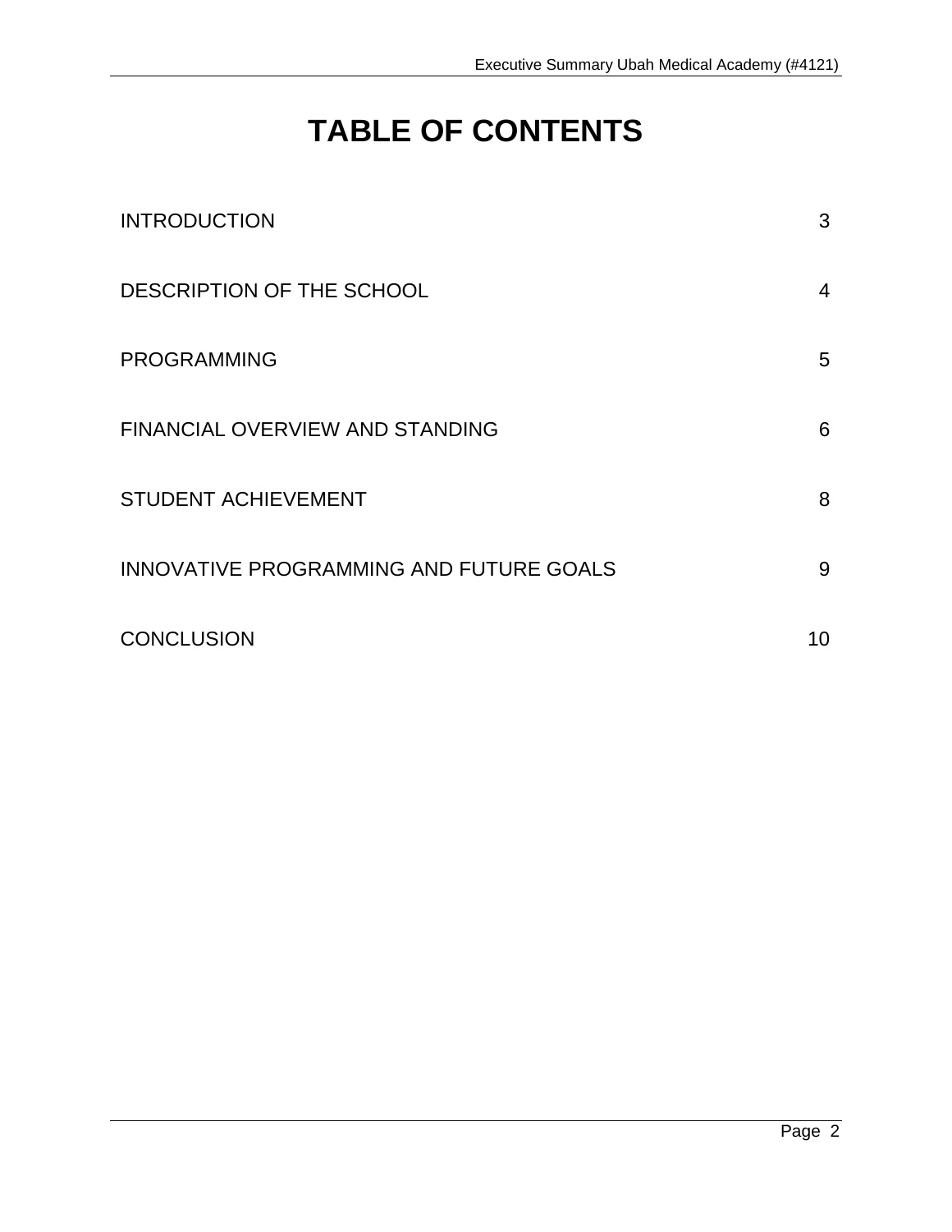# TABLE OF CONTENTS

| | |
|---|---|
| INTRODUCTION | 3 |
| DESCRIPTION OF THE SCHOOL | 4 |
| PROGRAMMING | 5 |
| FINANCIAL OVERVIEW AND STANDING | 6 |
| STUDENT ACHIEVEMENT | 8 |
| INNOVATIVE PROGRAMMING AND FUTURE GOALS | 9 |
| CONCLUSION | 10 |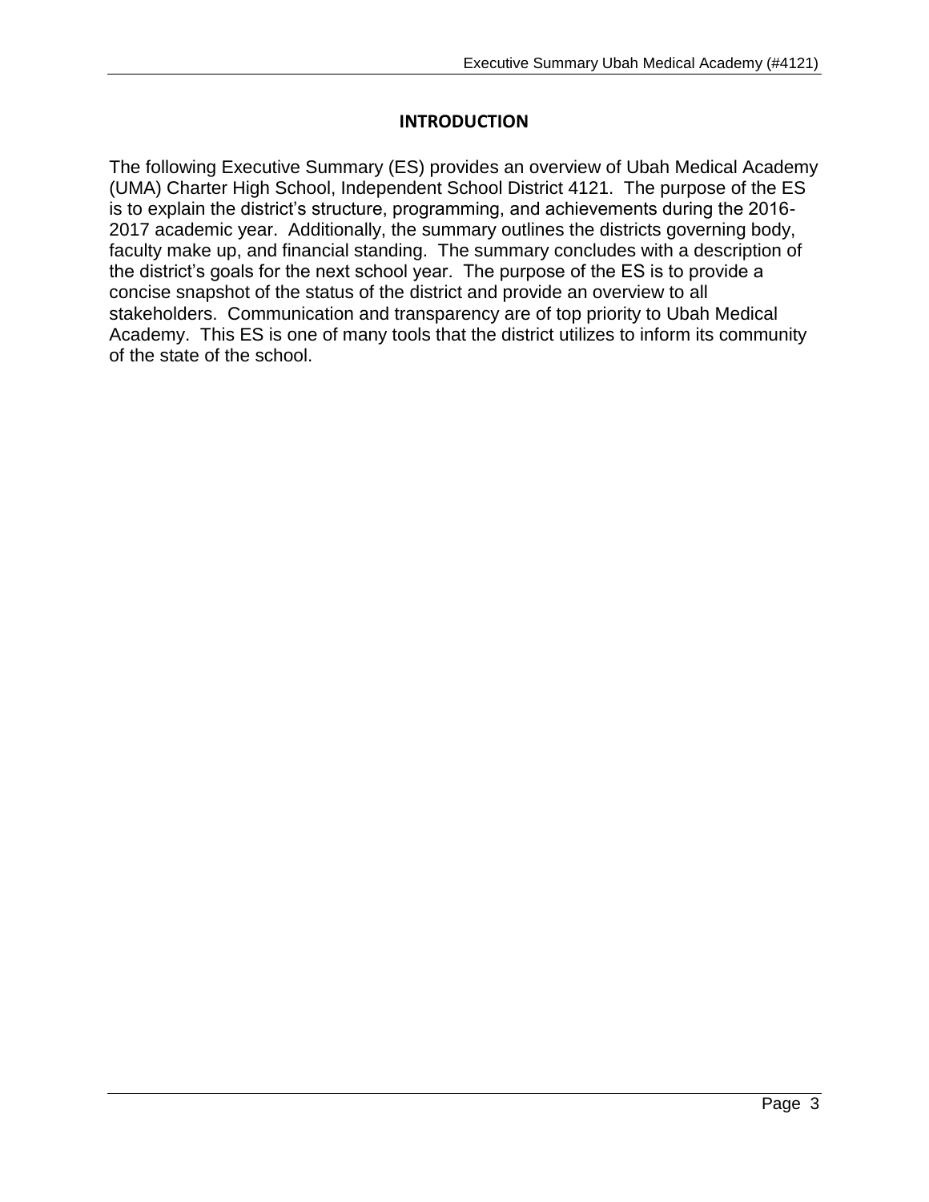## INTRODUCTION

The following Executive Summary (ES) provides an overview of Ubah Medical Academy (UMA) Charter High School, Independent School District 4121. The purpose of the ES is to explain the district's structure, programming, and achievements during the 2016-2017 academic year. Additionally, the summary outlines the districts governing body, faculty make up, and financial standing. The summary concludes with a description of the district's goals for the next school year. The purpose of the ES is to provide a concise snapshot of the status of the district and provide an overview to all stakeholders. Communication and transparency are of top priority to Ubah Medical Academy. This ES is one of many tools that the district utilizes to inform its community of the state of the school.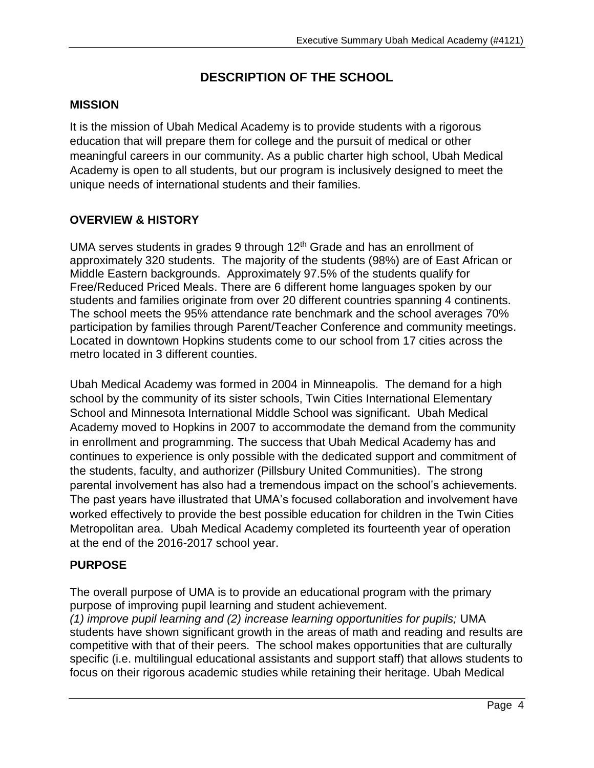# DESCRIPTION OF THE SCHOOL

## MISSION

It is the mission of Ubah Medical Academy is to provide students with a rigorous education that will prepare them for college and the pursuit of medical or other meaningful careers in our community. As a public charter high school, Ubah Medical Academy is open to all students, but our program is inclusively designed to meet the unique needs of international students and their families.

## OVERVIEW & HISTORY

UMA serves students in grades 9 through 12th Grade and has an enrollment of approximately 320 students. The majority of the students (98%) are of East African or Middle Eastern backgrounds. Approximately 97.5% of the students qualify for Free/Reduced Priced Meals. There are 6 different home languages spoken by our students and families originate from over 20 different countries spanning 4 continents. The school meets the 95% attendance rate benchmark and the school averages 70% participation by families through Parent/Teacher Conference and community meetings. Located in downtown Hopkins students come to our school from 17 cities across the metro located in 3 different counties.

Ubah Medical Academy was formed in 2004 in Minneapolis. The demand for a high school by the community of its sister schools, Twin Cities International Elementary School and Minnesota International Middle School was significant. Ubah Medical Academy moved to Hopkins in 2007 to accommodate the demand from the community in enrollment and programming. The success that Ubah Medical Academy has and continues to experience is only possible with the dedicated support and commitment of the students, faculty, and authorizer (Pillsbury United Communities). The strong parental involvement has also had a tremendous impact on the school's achievements. The past years have illustrated that UMA's focused collaboration and involvement have worked effectively to provide the best possible education for children in the Twin Cities Metropolitan area. Ubah Medical Academy completed its fourteenth year of operation at the end of the 2016-2017 school year.

## PURPOSE

The overall purpose of UMA is to provide an educational program with the primary purpose of improving pupil learning and student achievement.

*(1) improve pupil learning and (2) increase learning opportunities for pupils;* UMA students have shown significant growth in the areas of math and reading and results are competitive with that of their peers. The school makes opportunities that are culturally specific (i.e. multilingual educational assistants and support staff) that allows students to focus on their rigorous academic studies while retaining their heritage. Ubah Medical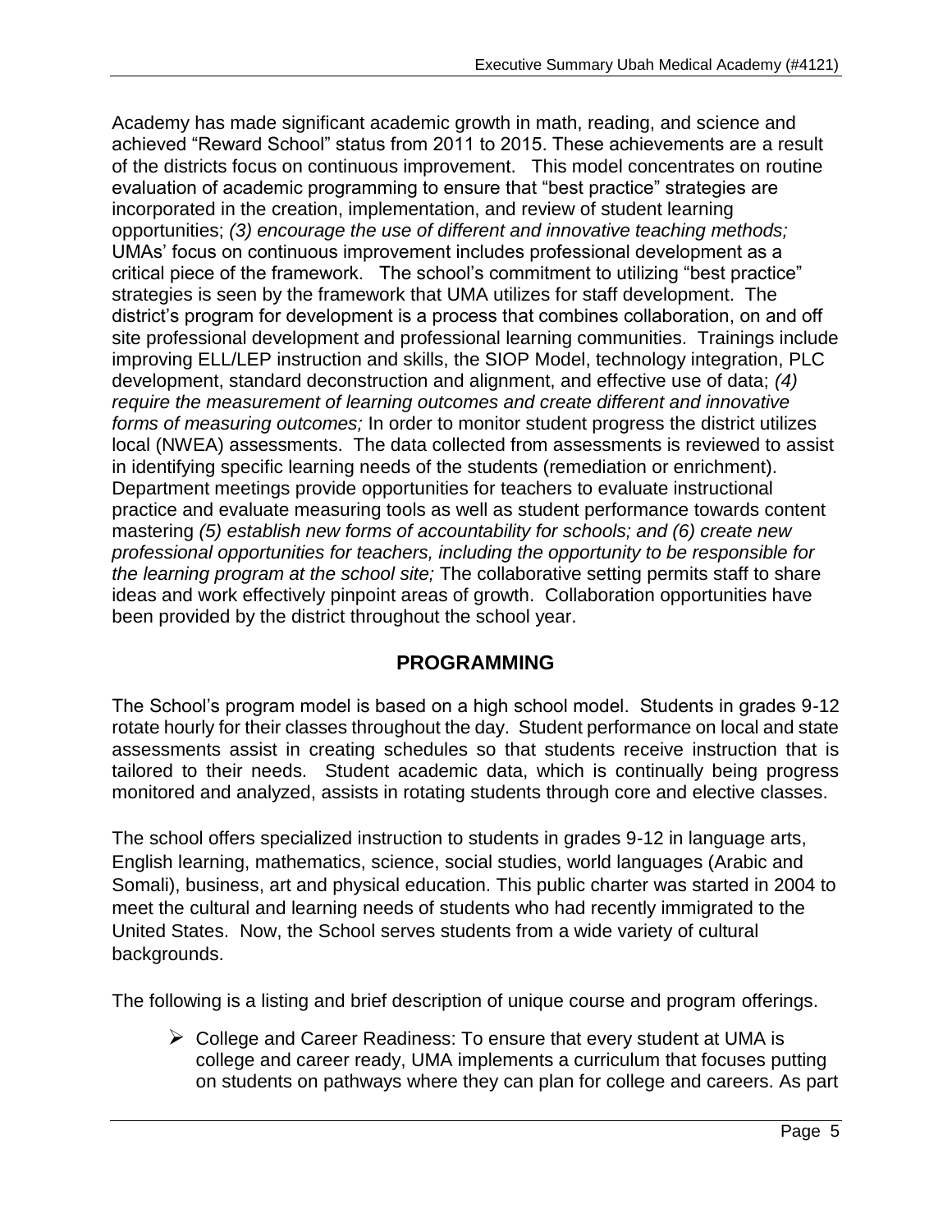Academy has made significant academic growth in math, reading, and science and achieved "Reward School" status from 2011 to 2015. These achievements are a result of the districts focus on continuous improvement. This model concentrates on routine evaluation of academic programming to ensure that "best practice" strategies are incorporated in the creation, implementation, and review of student learning opportunities; *(3) encourage the use of different and innovative teaching methods;* UMAs' focus on continuous improvement includes professional development as a critical piece of the framework. The school's commitment to utilizing "best practice" strategies is seen by the framework that UMA utilizes for staff development. The district's program for development is a process that combines collaboration, on and off site professional development and professional learning communities. Trainings include improving ELL/LEP instruction and skills, the SIOP Model, technology integration, PLC development, standard deconstruction and alignment, and effective use of data; *(4) require the measurement of learning outcomes and create different and innovative forms of measuring outcomes;* In order to monitor student progress the district utilizes local (NWEA) assessments. The data collected from assessments is reviewed to assist in identifying specific learning needs of the students (remediation or enrichment). Department meetings provide opportunities for teachers to evaluate instructional practice and evaluate measuring tools as well as student performance towards content mastering *(5) establish new forms of accountability for schools; and (6) create new professional opportunities for teachers, including the opportunity to be responsible for the learning program at the school site;* The collaborative setting permits staff to share ideas and work effectively pinpoint areas of growth. Collaboration opportunities have been provided by the district throughout the school year.

## PROGRAMMING

The School's program model is based on a high school model. Students in grades 9-12 rotate hourly for their classes throughout the day. Student performance on local and state assessments assist in creating schedules so that students receive instruction that is tailored to their needs. Student academic data, which is continually being progress monitored and analyzed, assists in rotating students through core and elective classes.

The school offers specialized instruction to students in grades 9-12 in language arts, English learning, mathematics, science, social studies, world languages (Arabic and Somali), business, art and physical education. This public charter was started in 2004 to meet the cultural and learning needs of students who had recently immigrated to the United States. Now, the School serves students from a wide variety of cultural backgrounds.

The following is a listing and brief description of unique course and program offerings.

- College and Career Readiness: To ensure that every student at UMA is college and career ready, UMA implements a curriculum that focuses putting on students on pathways where they can plan for college and careers. As part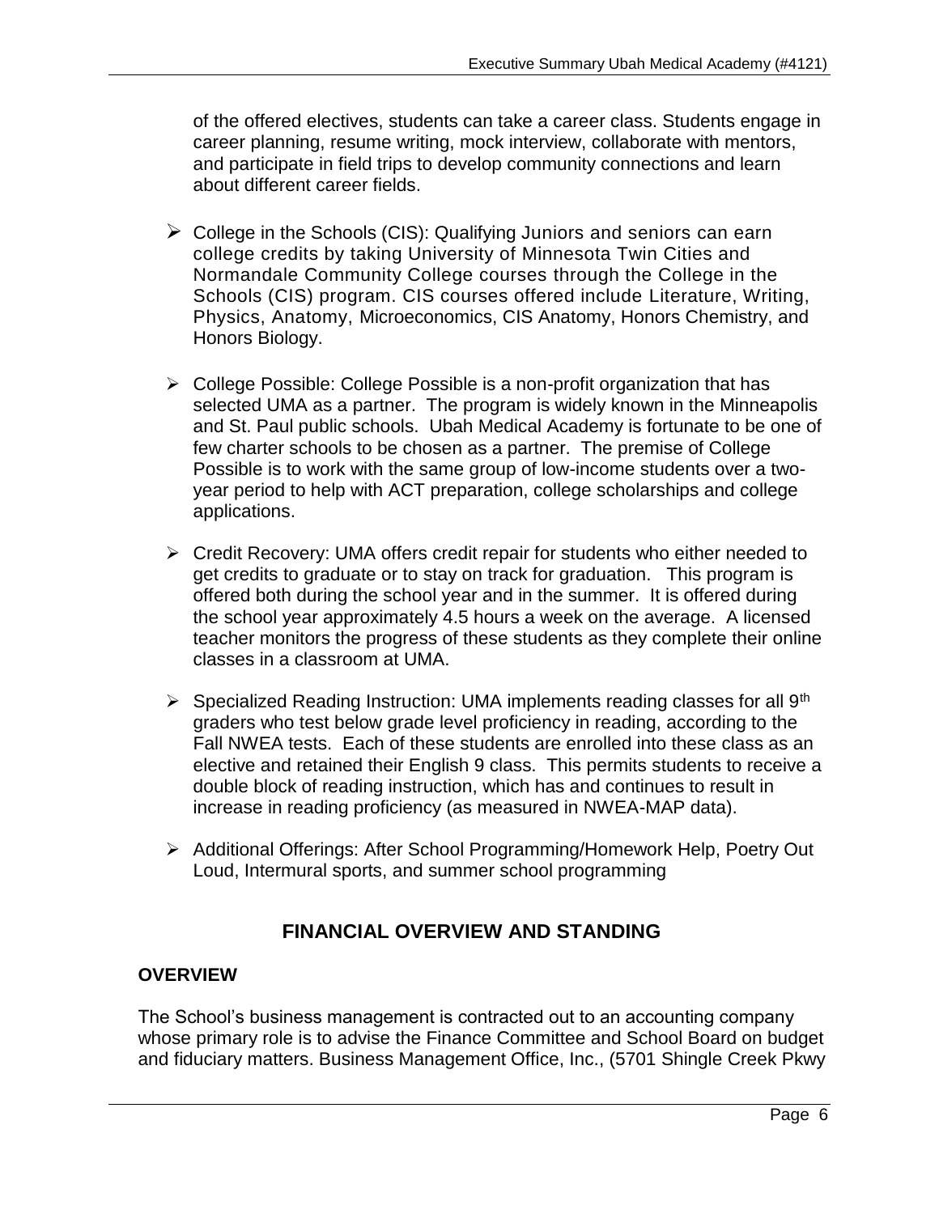of the offered electives, students can take a career class. Students engage in career planning, resume writing, mock interview, collaborate with mentors, and participate in field trips to develop community connections and learn about different career fields.

- College in the Schools (CIS): Qualifying Juniors and seniors can earn college credits by taking University of Minnesota Twin Cities and Normandale Community College courses through the College in the Schools (CIS) program. CIS courses offered include Literature, Writing, Physics, Anatomy, Microeconomics, CIS Anatomy, Honors Chemistry, and Honors Biology.

- College Possible: College Possible is a non-profit organization that has selected UMA as a partner. The program is widely known in the Minneapolis and St. Paul public schools. Ubah Medical Academy is fortunate to be one of few charter schools to be chosen as a partner. The premise of College Possible is to work with the same group of low-income students over a two-year period to help with ACT preparation, college scholarships and college applications.

- Credit Recovery: UMA offers credit repair for students who either needed to get credits to graduate or to stay on track for graduation. This program is offered both during the school year and in the summer. It is offered during the school year approximately 4.5 hours a week on the average. A licensed teacher monitors the progress of these students as they complete their online classes in a classroom at UMA.

- Specialized Reading Instruction: UMA implements reading classes for all 9th graders who test below grade level proficiency in reading, according to the Fall NWEA tests. Each of these students are enrolled into these class as an elective and retained their English 9 class. This permits students to receive a double block of reading instruction, which has and continues to result in increase in reading proficiency (as measured in NWEA-MAP data).

- Additional Offerings: After School Programming/Homework Help, Poetry Out Loud, Intermural sports, and summer school programming

## FINANCIAL OVERVIEW AND STANDING

### OVERVIEW

The School's business management is contracted out to an accounting company whose primary role is to advise the Finance Committee and School Board on budget and fiduciary matters. Business Management Office, Inc., (5701 Shingle Creek Pkwy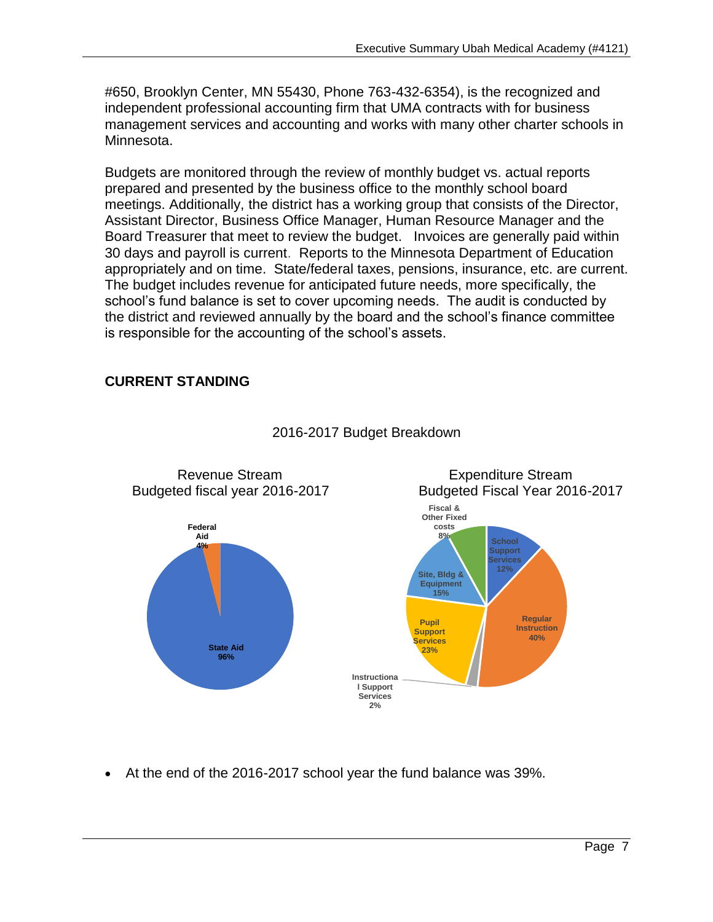#650, Brooklyn Center, MN 55430, Phone 763-432-6354), is the recognized and independent professional accounting firm that UMA contracts with for business management services and accounting and works with many other charter schools in Minnesota.

Budgets are monitored through the review of monthly budget vs. actual reports prepared and presented by the business office to the monthly school board meetings. Additionally, the district has a working group that consists of the Director, Assistant Director, Business Office Manager, Human Resource Manager and the Board Treasurer that meet to review the budget. Invoices are generally paid within 30 days and payroll is current. Reports to the Minnesota Department of Education appropriately and on time. State/federal taxes, pensions, insurance, etc. are current. The budget includes revenue for anticipated future needs, more specifically, the school's fund balance is set to cover upcoming needs. The audit is conducted by the district and reviewed annually by the board and the school's finance committee is responsible for the accounting of the school's assets.

## CURRENT STANDING

2016-2017 Budget Breakdown

Revenue Stream
Budgeted fiscal year 2016-2017

- Federal Aid 4%
- State Aid 96%

Expenditure Stream
Budgeted Fiscal Year 2016-2017

- School Support Services 12%
- Regular Instruction 40%
- Instructional Support Services 2%
- Pupil Support Services 23%
- Site, Bldg & Equipment 15%
- Fiscal & Other Fixed costs 8%

- At the end of the 2016-2017 school year the fund balance was 39%.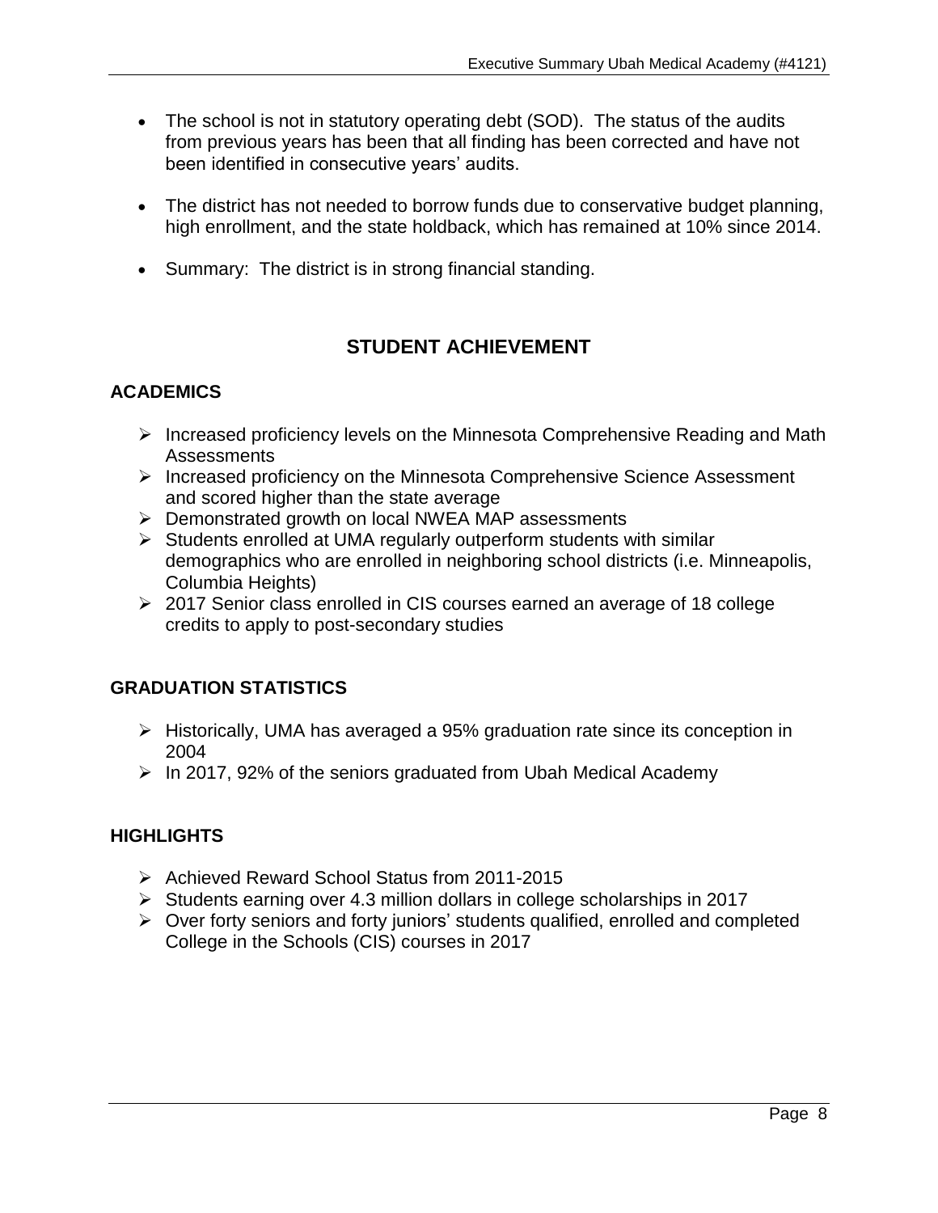- The school is not in statutory operating debt (SOD). The status of the audits from previous years has been that all finding has been corrected and have not been identified in consecutive years' audits.
- The district has not needed to borrow funds due to conservative budget planning, high enrollment, and the state holdback, which has remained at 10% since 2014.
- Summary: The district is in strong financial standing.

## STUDENT ACHIEVEMENT

### ACADEMICS

- Increased proficiency levels on the Minnesota Comprehensive Reading and Math Assessments
- Increased proficiency on the Minnesota Comprehensive Science Assessment and scored higher than the state average
- Demonstrated growth on local NWEA MAP assessments
- Students enrolled at UMA regularly outperform students with similar demographics who are enrolled in neighboring school districts (i.e. Minneapolis, Columbia Heights)
- 2017 Senior class enrolled in CIS courses earned an average of 18 college credits to apply to post-secondary studies

### GRADUATION STATISTICS

- Historically, UMA has averaged a 95% graduation rate since its conception in 2004
- In 2017, 92% of the seniors graduated from Ubah Medical Academy

### HIGHLIGHTS

- Achieved Reward School Status from 2011-2015
- Students earning over 4.3 million dollars in college scholarships in 2017
- Over forty seniors and forty juniors' students qualified, enrolled and completed College in the Schools (CIS) courses in 2017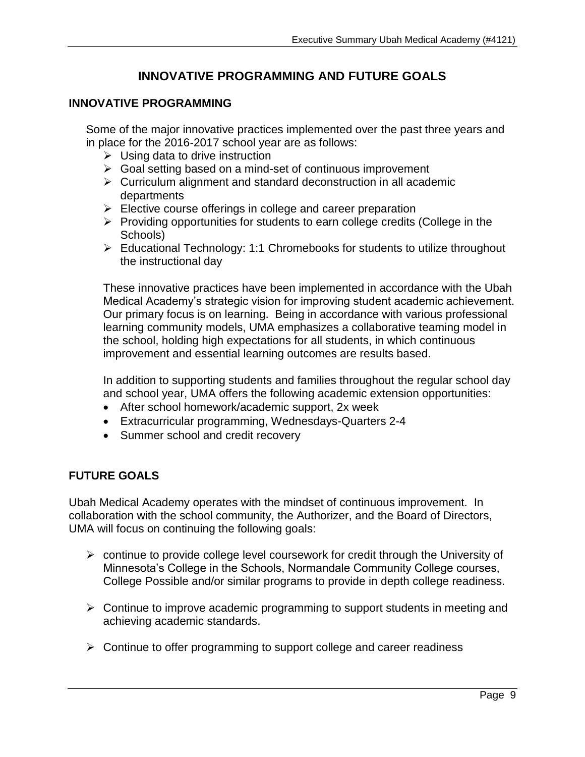# INNOVATIVE PROGRAMMING AND FUTURE GOALS

## INNOVATIVE PROGRAMMING

Some of the major innovative practices implemented over the past three years and in place for the 2016-2017 school year are as follows:

- Using data to drive instruction
- Goal setting based on a mind-set of continuous improvement
- Curriculum alignment and standard deconstruction in all academic departments
- Elective course offerings in college and career preparation
- Providing opportunities for students to earn college credits (College in the Schools)
- Educational Technology: 1:1 Chromebooks for students to utilize throughout the instructional day

These innovative practices have been implemented in accordance with the Ubah Medical Academy's strategic vision for improving student academic achievement. Our primary focus is on learning. Being in accordance with various professional learning community models, UMA emphasizes a collaborative teaming model in the school, holding high expectations for all students, in which continuous improvement and essential learning outcomes are results based.

In addition to supporting students and families throughout the regular school day and school year, UMA offers the following academic extension opportunities:

- After school homework/academic support, 2x week
- Extracurricular programming, Wednesdays-Quarters 2-4
- Summer school and credit recovery

## FUTURE GOALS

Ubah Medical Academy operates with the mindset of continuous improvement. In collaboration with the school community, the Authorizer, and the Board of Directors, UMA will focus on continuing the following goals:

- continue to provide college level coursework for credit through the University of Minnesota's College in the Schools, Normandale Community College courses, College Possible and/or similar programs to provide in depth college readiness.
- Continue to improve academic programming to support students in meeting and achieving academic standards.
- Continue to offer programming to support college and career readiness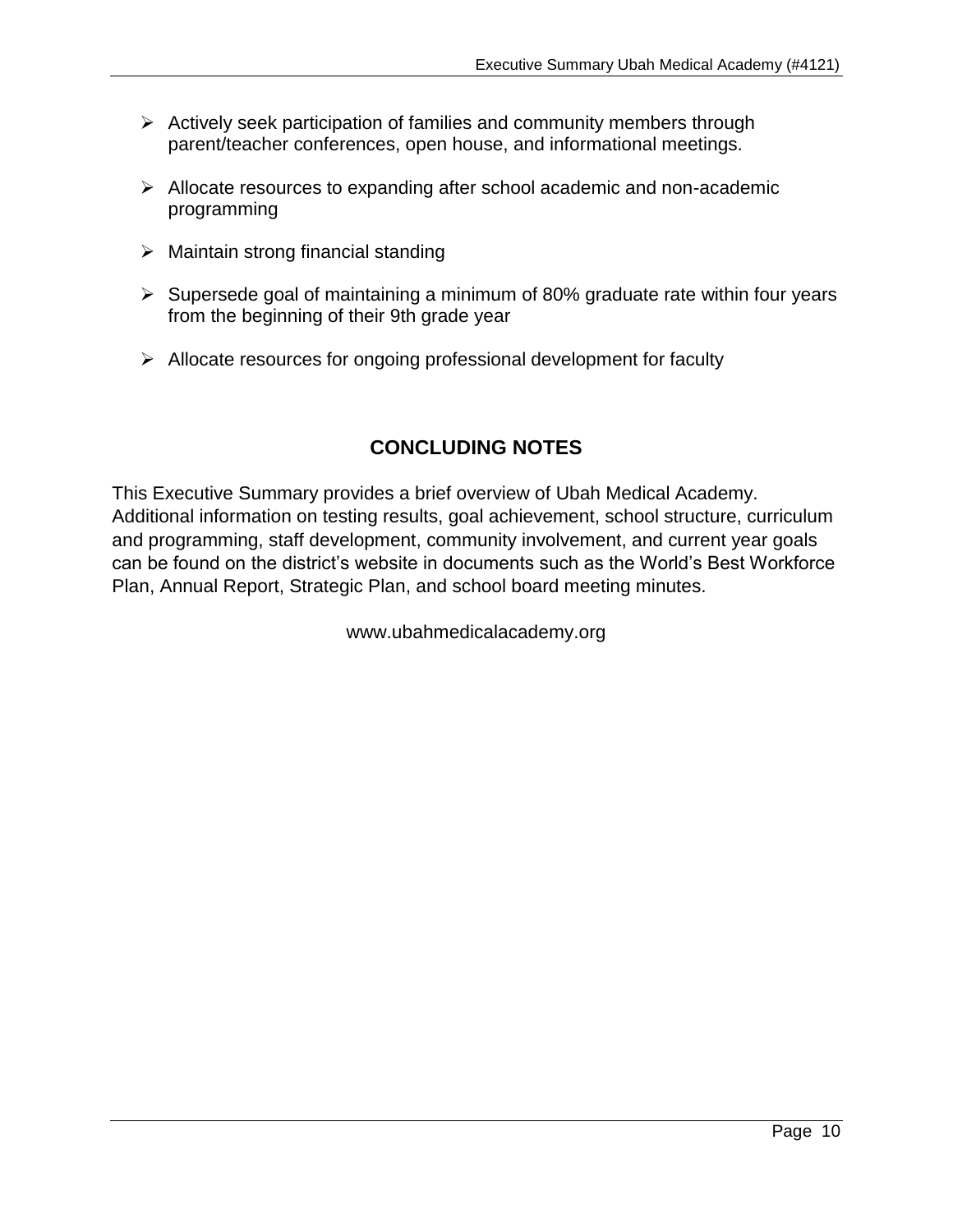- Actively seek participation of families and community members through parent/teacher conferences, open house, and informational meetings.

- Allocate resources to expanding after school academic and non-academic programming

- Maintain strong financial standing

- Supersede goal of maintaining a minimum of 80% graduate rate within four years from the beginning of their 9th grade year

- Allocate resources for ongoing professional development for faculty

## CONCLUDING NOTES

This Executive Summary provides a brief overview of Ubah Medical Academy. Additional information on testing results, goal achievement, school structure, curriculum and programming, staff development, community involvement, and current year goals can be found on the district's website in documents such as the World's Best Workforce Plan, Annual Report, Strategic Plan, and school board meeting minutes.

www.ubahmedicalacademy.org